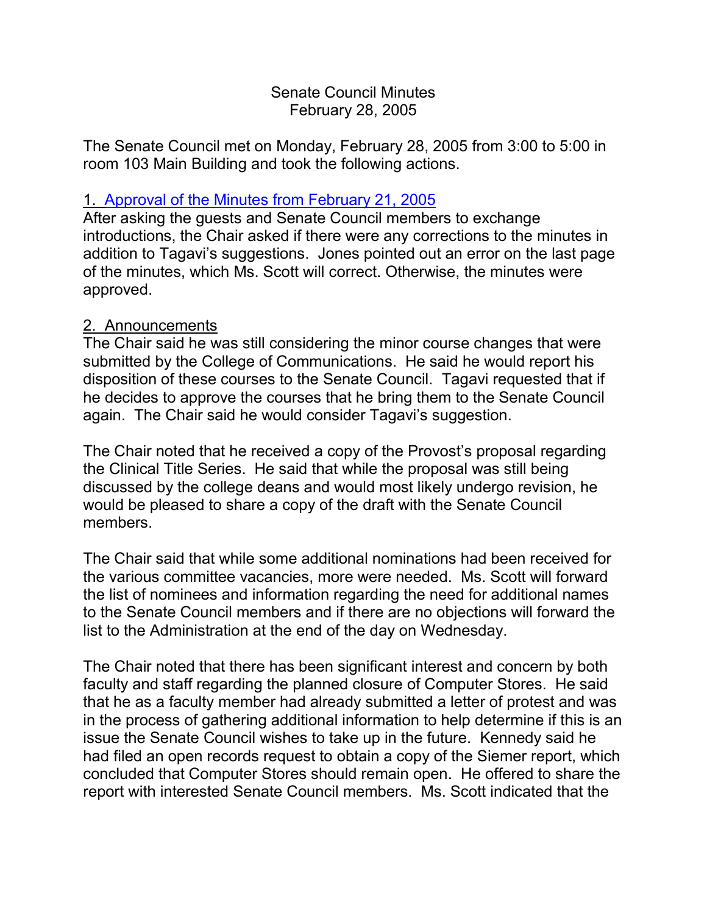# Senate Council Minutes
## February 28, 2005

The Senate Council met on Monday, February 28, 2005 from 3:00 to 5:00 in room 103 Main Building and took the following actions.

### 1. Approval of the Minutes from February 21, 2005

After asking the guests and Senate Council members to exchange introductions, the Chair asked if there were any corrections to the minutes in addition to Tagavi's suggestions. Jones pointed out an error on the last page of the minutes, which Ms. Scott will correct. Otherwise, the minutes were approved.

### 2. Announcements

The Chair said he was still considering the minor course changes that were submitted by the College of Communications. He said he would report his disposition of these courses to the Senate Council. Tagavi requested that if he decides to approve the courses that he bring them to the Senate Council again. The Chair said he would consider Tagavi's suggestion.

The Chair noted that he received a copy of the Provost's proposal regarding the Clinical Title Series. He said that while the proposal was still being discussed by the college deans and would most likely undergo revision, he would be pleased to share a copy of the draft with the Senate Council members.

The Chair said that while some additional nominations had been received for the various committee vacancies, more were needed. Ms. Scott will forward the list of nominees and information regarding the need for additional names to the Senate Council members and if there are no objections will forward the list to the Administration at the end of the day on Wednesday.

The Chair noted that there has been significant interest and concern by both faculty and staff regarding the planned closure of Computer Stores. He said that he as a faculty member had already submitted a letter of protest and was in the process of gathering additional information to help determine if this is an issue the Senate Council wishes to take up in the future. Kennedy said he had filed an open records request to obtain a copy of the Siemer report, which concluded that Computer Stores should remain open. He offered to share the report with interested Senate Council members. Ms. Scott indicated that the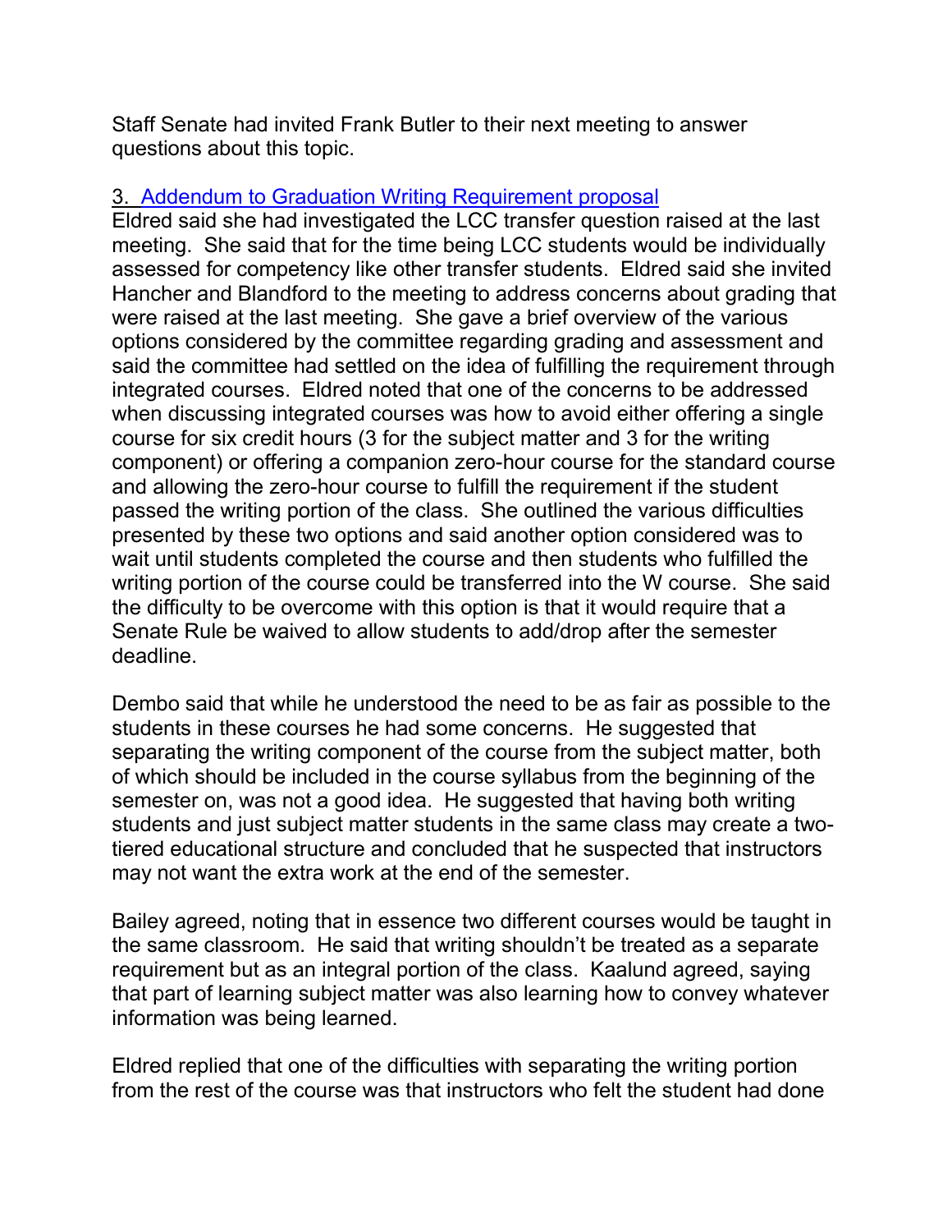Staff Senate had invited Frank Butler to their next meeting to answer questions about this topic.

3. Addendum to Graduation Writing Requirement proposal

Eldred said she had investigated the LCC transfer question raised at the last meeting. She said that for the time being LCC students would be individually assessed for competency like other transfer students. Eldred said she invited Hancher and Blandford to the meeting to address concerns about grading that were raised at the last meeting. She gave a brief overview of the various options considered by the committee regarding grading and assessment and said the committee had settled on the idea of fulfilling the requirement through integrated courses. Eldred noted that one of the concerns to be addressed when discussing integrated courses was how to avoid either offering a single course for six credit hours (3 for the subject matter and 3 for the writing component) or offering a companion zero-hour course for the standard course and allowing the zero-hour course to fulfill the requirement if the student passed the writing portion of the class. She outlined the various difficulties presented by these two options and said another option considered was to wait until students completed the course and then students who fulfilled the writing portion of the course could be transferred into the W course. She said the difficulty to be overcome with this option is that it would require that a Senate Rule be waived to allow students to add/drop after the semester deadline.

Dembo said that while he understood the need to be as fair as possible to the students in these courses he had some concerns. He suggested that separating the writing component of the course from the subject matter, both of which should be included in the course syllabus from the beginning of the semester on, was not a good idea. He suggested that having both writing students and just subject matter students in the same class may create a two-tiered educational structure and concluded that he suspected that instructors may not want the extra work at the end of the semester.

Bailey agreed, noting that in essence two different courses would be taught in the same classroom. He said that writing shouldn't be treated as a separate requirement but as an integral portion of the class. Kaalund agreed, saying that part of learning subject matter was also learning how to convey whatever information was being learned.

Eldred replied that one of the difficulties with separating the writing portion from the rest of the course was that instructors who felt the student had done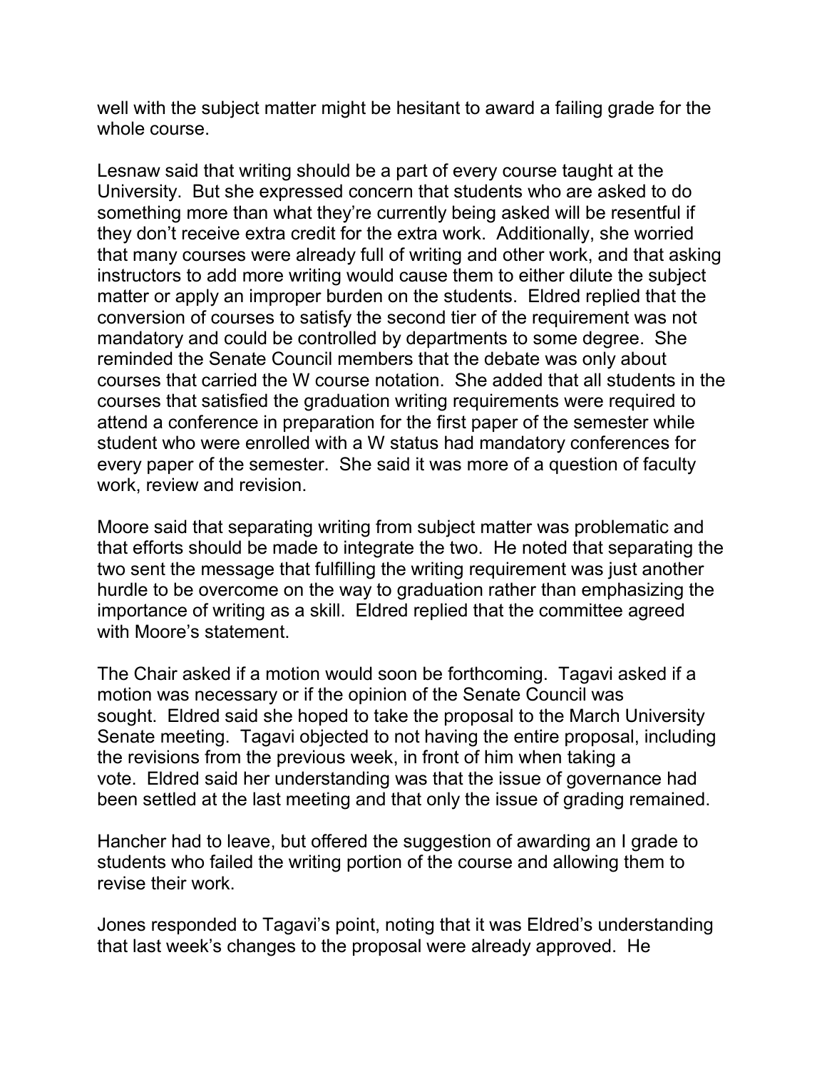well with the subject matter might be hesitant to award a failing grade for the whole course.

Lesnaw said that writing should be a part of every course taught at the University. But she expressed concern that students who are asked to do something more than what they're currently being asked will be resentful if they don't receive extra credit for the extra work. Additionally, she worried that many courses were already full of writing and other work, and that asking instructors to add more writing would cause them to either dilute the subject matter or apply an improper burden on the students. Eldred replied that the conversion of courses to satisfy the second tier of the requirement was not mandatory and could be controlled by departments to some degree. She reminded the Senate Council members that the debate was only about courses that carried the W course notation. She added that all students in the courses that satisfied the graduation writing requirements were required to attend a conference in preparation for the first paper of the semester while student who were enrolled with a W status had mandatory conferences for every paper of the semester. She said it was more of a question of faculty work, review and revision.

Moore said that separating writing from subject matter was problematic and that efforts should be made to integrate the two. He noted that separating the two sent the message that fulfilling the writing requirement was just another hurdle to be overcome on the way to graduation rather than emphasizing the importance of writing as a skill. Eldred replied that the committee agreed with Moore's statement.

The Chair asked if a motion would soon be forthcoming. Tagavi asked if a motion was necessary or if the opinion of the Senate Council was sought. Eldred said she hoped to take the proposal to the March University Senate meeting. Tagavi objected to not having the entire proposal, including the revisions from the previous week, in front of him when taking a vote. Eldred said her understanding was that the issue of governance had been settled at the last meeting and that only the issue of grading remained.

Hancher had to leave, but offered the suggestion of awarding an I grade to students who failed the writing portion of the course and allowing them to revise their work.

Jones responded to Tagavi's point, noting that it was Eldred's understanding that last week's changes to the proposal were already approved. He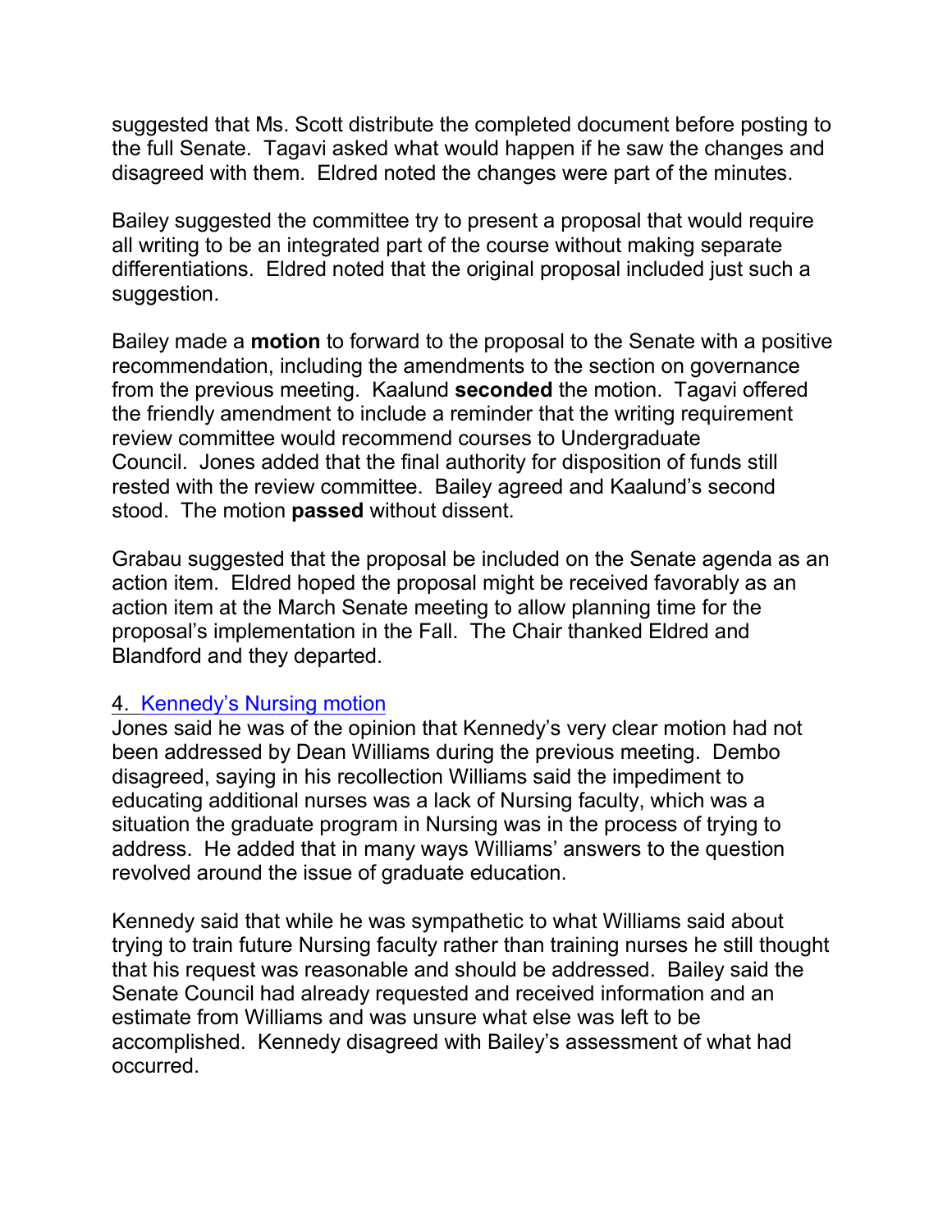suggested that Ms. Scott distribute the completed document before posting to the full Senate. Tagavi asked what would happen if he saw the changes and disagreed with them. Eldred noted the changes were part of the minutes.

Bailey suggested the committee try to present a proposal that would require all writing to be an integrated part of the course without making separate differentiations. Eldred noted that the original proposal included just such a suggestion.

Bailey made a **motion** to forward to the proposal to the Senate with a positive recommendation, including the amendments to the section on governance from the previous meeting. Kaalund **seconded** the motion. Tagavi offered the friendly amendment to include a reminder that the writing requirement review committee would recommend courses to Undergraduate Council. Jones added that the final authority for disposition of funds still rested with the review committee. Bailey agreed and Kaalund's second stood. The motion **passed** without dissent.

Grabau suggested that the proposal be included on the Senate agenda as an action item. Eldred hoped the proposal might be received favorably as an action item at the March Senate meeting to allow planning time for the proposal's implementation in the Fall. The Chair thanked Eldred and Blandford and they departed.

4. Kennedy's Nursing motion

Jones said he was of the opinion that Kennedy's very clear motion had not been addressed by Dean Williams during the previous meeting. Dembo disagreed, saying in his recollection Williams said the impediment to educating additional nurses was a lack of Nursing faculty, which was a situation the graduate program in Nursing was in the process of trying to address. He added that in many ways Williams' answers to the question revolved around the issue of graduate education.

Kennedy said that while he was sympathetic to what Williams said about trying to train future Nursing faculty rather than training nurses he still thought that his request was reasonable and should be addressed. Bailey said the Senate Council had already requested and received information and an estimate from Williams and was unsure what else was left to be accomplished. Kennedy disagreed with Bailey's assessment of what had occurred.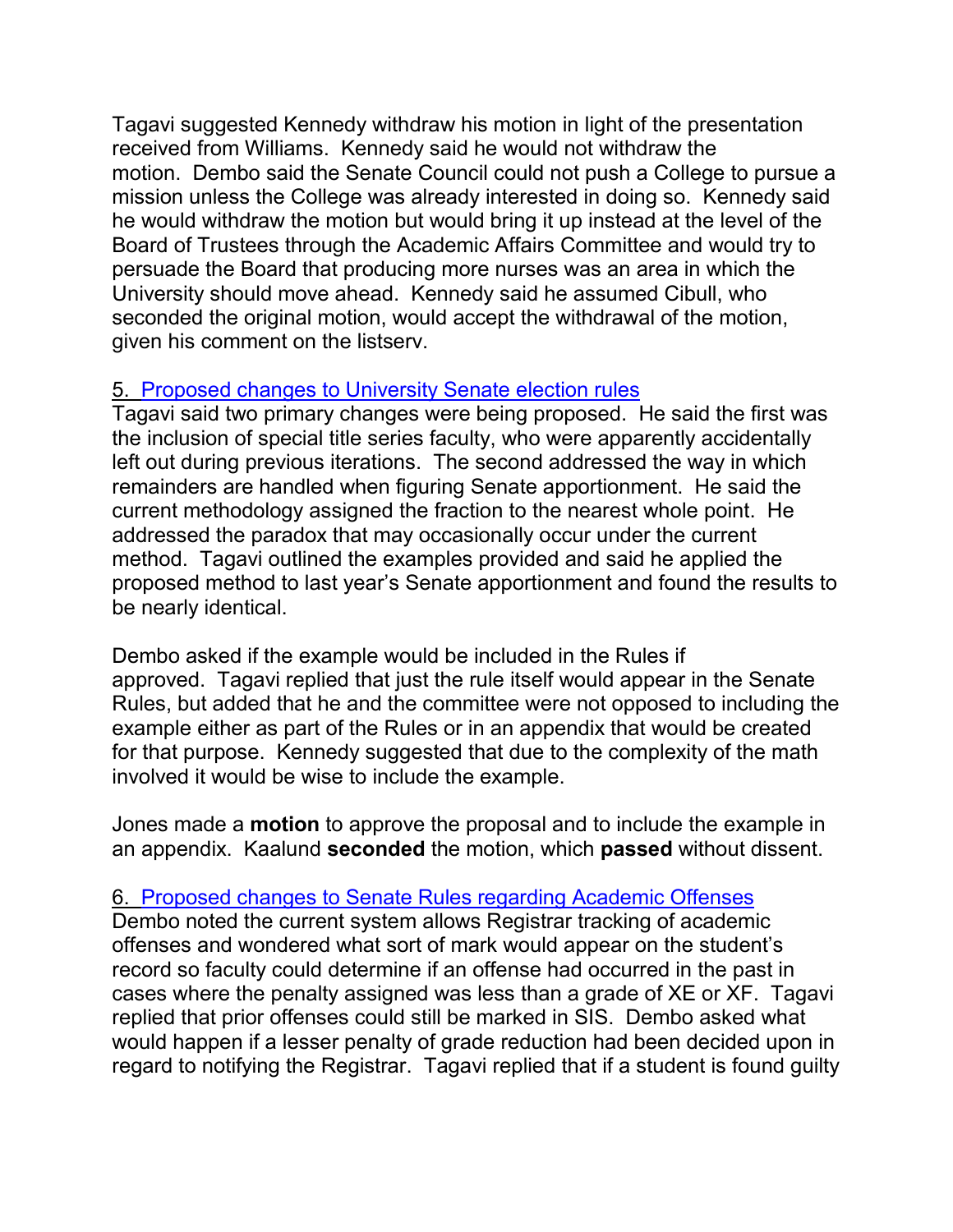Tagavi suggested Kennedy withdraw his motion in light of the presentation received from Williams. Kennedy said he would not withdraw the motion. Dembo said the Senate Council could not push a College to pursue a mission unless the College was already interested in doing so. Kennedy said he would withdraw the motion but would bring it up instead at the level of the Board of Trustees through the Academic Affairs Committee and would try to persuade the Board that producing more nurses was an area in which the University should move ahead. Kennedy said he assumed Cibull, who seconded the original motion, would accept the withdrawal of the motion, given his comment on the listserv.

5. Proposed changes to University Senate election rules

Tagavi said two primary changes were being proposed. He said the first was the inclusion of special title series faculty, who were apparently accidentally left out during previous iterations. The second addressed the way in which remainders are handled when figuring Senate apportionment. He said the current methodology assigned the fraction to the nearest whole point. He addressed the paradox that may occasionally occur under the current method. Tagavi outlined the examples provided and said he applied the proposed method to last year's Senate apportionment and found the results to be nearly identical.

Dembo asked if the example would be included in the Rules if approved. Tagavi replied that just the rule itself would appear in the Senate Rules, but added that he and the committee were not opposed to including the example either as part of the Rules or in an appendix that would be created for that purpose. Kennedy suggested that due to the complexity of the math involved it would be wise to include the example.

Jones made a **motion** to approve the proposal and to include the example in an appendix. Kaalund **seconded** the motion, which **passed** without dissent.

6. Proposed changes to Senate Rules regarding Academic Offenses

Dembo noted the current system allows Registrar tracking of academic offenses and wondered what sort of mark would appear on the student's record so faculty could determine if an offense had occurred in the past in cases where the penalty assigned was less than a grade of XE or XF. Tagavi replied that prior offenses could still be marked in SIS. Dembo asked what would happen if a lesser penalty of grade reduction had been decided upon in regard to notifying the Registrar. Tagavi replied that if a student is found guilty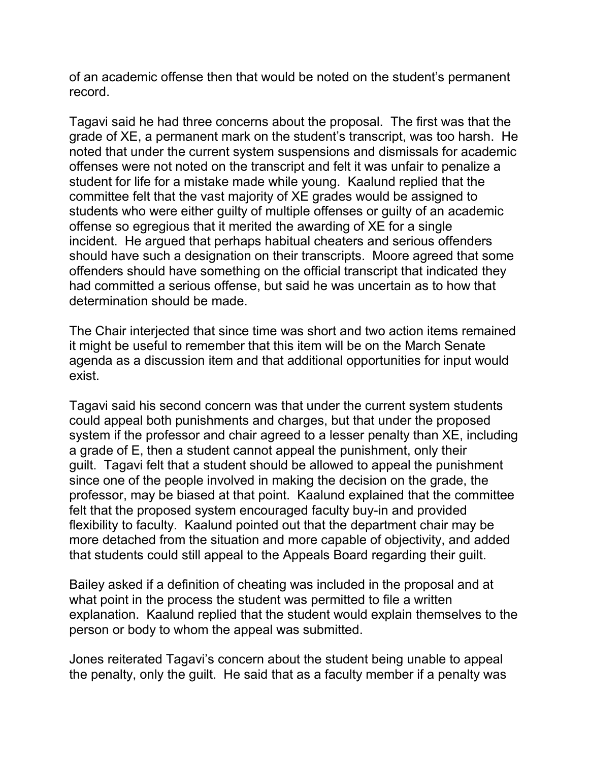of an academic offense then that would be noted on the student's permanent record.

Tagavi said he had three concerns about the proposal. The first was that the grade of XE, a permanent mark on the student's transcript, was too harsh. He noted that under the current system suspensions and dismissals for academic offenses were not noted on the transcript and felt it was unfair to penalize a student for life for a mistake made while young. Kaalund replied that the committee felt that the vast majority of XE grades would be assigned to students who were either guilty of multiple offenses or guilty of an academic offense so egregious that it merited the awarding of XE for a single incident. He argued that perhaps habitual cheaters and serious offenders should have such a designation on their transcripts. Moore agreed that some offenders should have something on the official transcript that indicated they had committed a serious offense, but said he was uncertain as to how that determination should be made.

The Chair interjected that since time was short and two action items remained it might be useful to remember that this item will be on the March Senate agenda as a discussion item and that additional opportunities for input would exist.

Tagavi said his second concern was that under the current system students could appeal both punishments and charges, but that under the proposed system if the professor and chair agreed to a lesser penalty than XE, including a grade of E, then a student cannot appeal the punishment, only their guilt. Tagavi felt that a student should be allowed to appeal the punishment since one of the people involved in making the decision on the grade, the professor, may be biased at that point. Kaalund explained that the committee felt that the proposed system encouraged faculty buy-in and provided flexibility to faculty. Kaalund pointed out that the department chair may be more detached from the situation and more capable of objectivity, and added that students could still appeal to the Appeals Board regarding their guilt.

Bailey asked if a definition of cheating was included in the proposal and at what point in the process the student was permitted to file a written explanation. Kaalund replied that the student would explain themselves to the person or body to whom the appeal was submitted.

Jones reiterated Tagavi's concern about the student being unable to appeal the penalty, only the guilt. He said that as a faculty member if a penalty was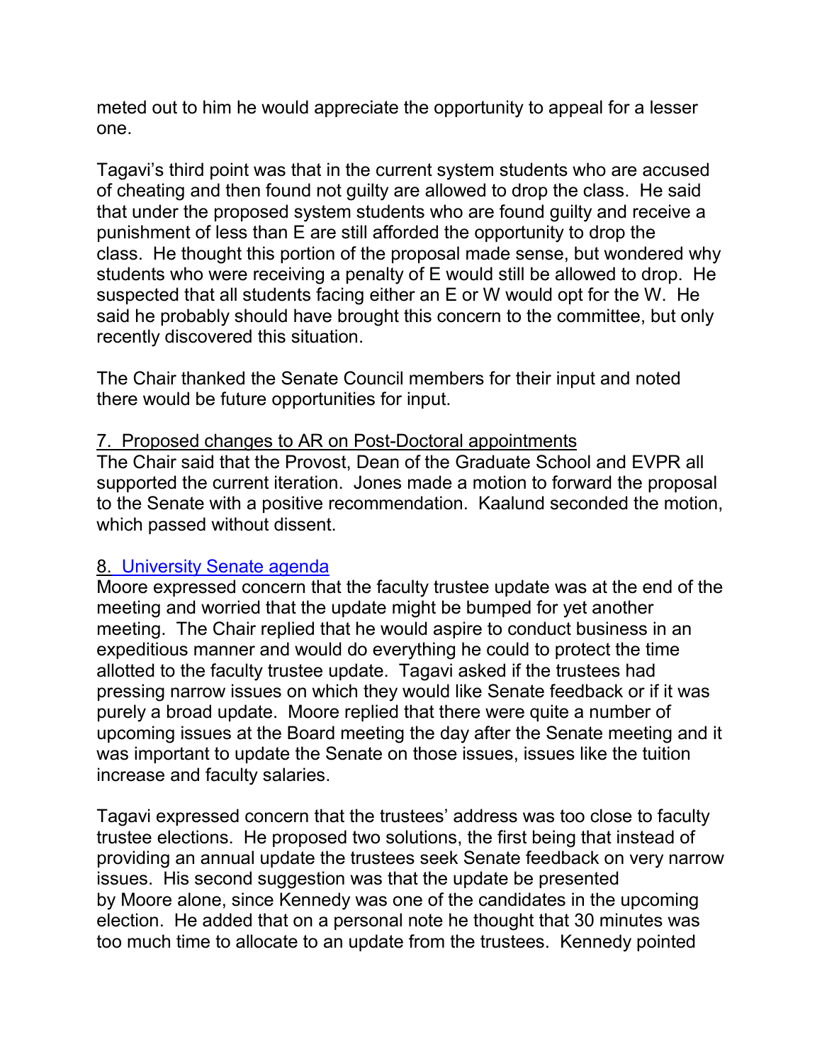meted out to him he would appreciate the opportunity to appeal for a lesser one.

Tagavi's third point was that in the current system students who are accused of cheating and then found not guilty are allowed to drop the class. He said that under the proposed system students who are found guilty and receive a punishment of less than E are still afforded the opportunity to drop the class. He thought this portion of the proposal made sense, but wondered why students who were receiving a penalty of E would still be allowed to drop. He suspected that all students facing either an E or W would opt for the W. He said he probably should have brought this concern to the committee, but only recently discovered this situation.

The Chair thanked the Senate Council members for their input and noted there would be future opportunities for input.

<u>7. Proposed changes to AR on Post-Doctoral appointments</u>

The Chair said that the Provost, Dean of the Graduate School and EVPR all supported the current iteration. Jones made a motion to forward the proposal to the Senate with a positive recommendation. Kaalund seconded the motion, which passed without dissent.

<u>8. University Senate agenda</u>

Moore expressed concern that the faculty trustee update was at the end of the meeting and worried that the update might be bumped for yet another meeting. The Chair replied that he would aspire to conduct business in an expeditious manner and would do everything he could to protect the time allotted to the faculty trustee update. Tagavi asked if the trustees had pressing narrow issues on which they would like Senate feedback or if it was purely a broad update. Moore replied that there were quite a number of upcoming issues at the Board meeting the day after the Senate meeting and it was important to update the Senate on those issues, issues like the tuition increase and faculty salaries.

Tagavi expressed concern that the trustees' address was too close to faculty trustee elections. He proposed two solutions, the first being that instead of providing an annual update the trustees seek Senate feedback on very narrow issues. His second suggestion was that the update be presented by Moore alone, since Kennedy was one of the candidates in the upcoming election. He added that on a personal note he thought that 30 minutes was too much time to allocate to an update from the trustees. Kennedy pointed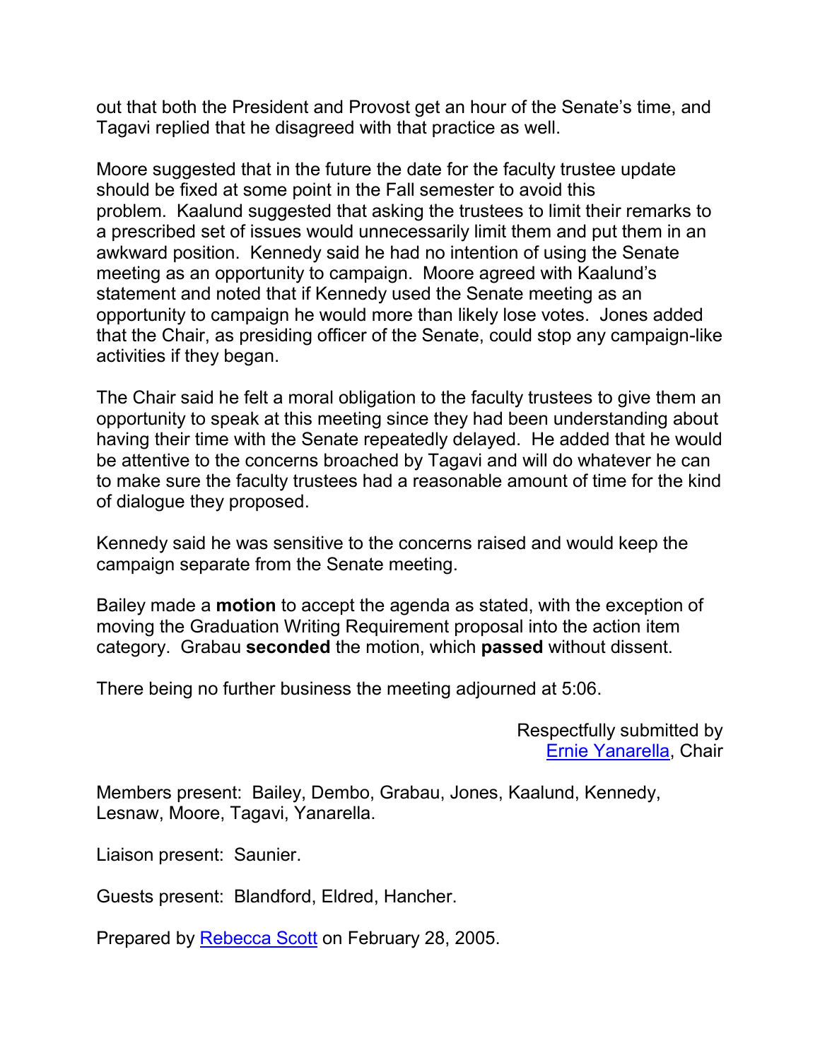out that both the President and Provost get an hour of the Senate's time, and Tagavi replied that he disagreed with that practice as well.

Moore suggested that in the future the date for the faculty trustee update should be fixed at some point in the Fall semester to avoid this problem. Kaalund suggested that asking the trustees to limit their remarks to a prescribed set of issues would unnecessarily limit them and put them in an awkward position. Kennedy said he had no intention of using the Senate meeting as an opportunity to campaign. Moore agreed with Kaalund's statement and noted that if Kennedy used the Senate meeting as an opportunity to campaign he would more than likely lose votes. Jones added that the Chair, as presiding officer of the Senate, could stop any campaign-like activities if they began.

The Chair said he felt a moral obligation to the faculty trustees to give them an opportunity to speak at this meeting since they had been understanding about having their time with the Senate repeatedly delayed. He added that he would be attentive to the concerns broached by Tagavi and will do whatever he can to make sure the faculty trustees had a reasonable amount of time for the kind of dialogue they proposed.

Kennedy said he was sensitive to the concerns raised and would keep the campaign separate from the Senate meeting.

Bailey made a **motion** to accept the agenda as stated, with the exception of moving the Graduation Writing Requirement proposal into the action item category. Grabau **seconded** the motion, which **passed** without dissent.

There being no further business the meeting adjourned at 5:06.

Respectfully submitted by
Ernie Yanarella, Chair

Members present: Bailey, Dembo, Grabau, Jones, Kaalund, Kennedy, Lesnaw, Moore, Tagavi, Yanarella.

Liaison present: Saunier.

Guests present: Blandford, Eldred, Hancher.

Prepared by Rebecca Scott on February 28, 2005.